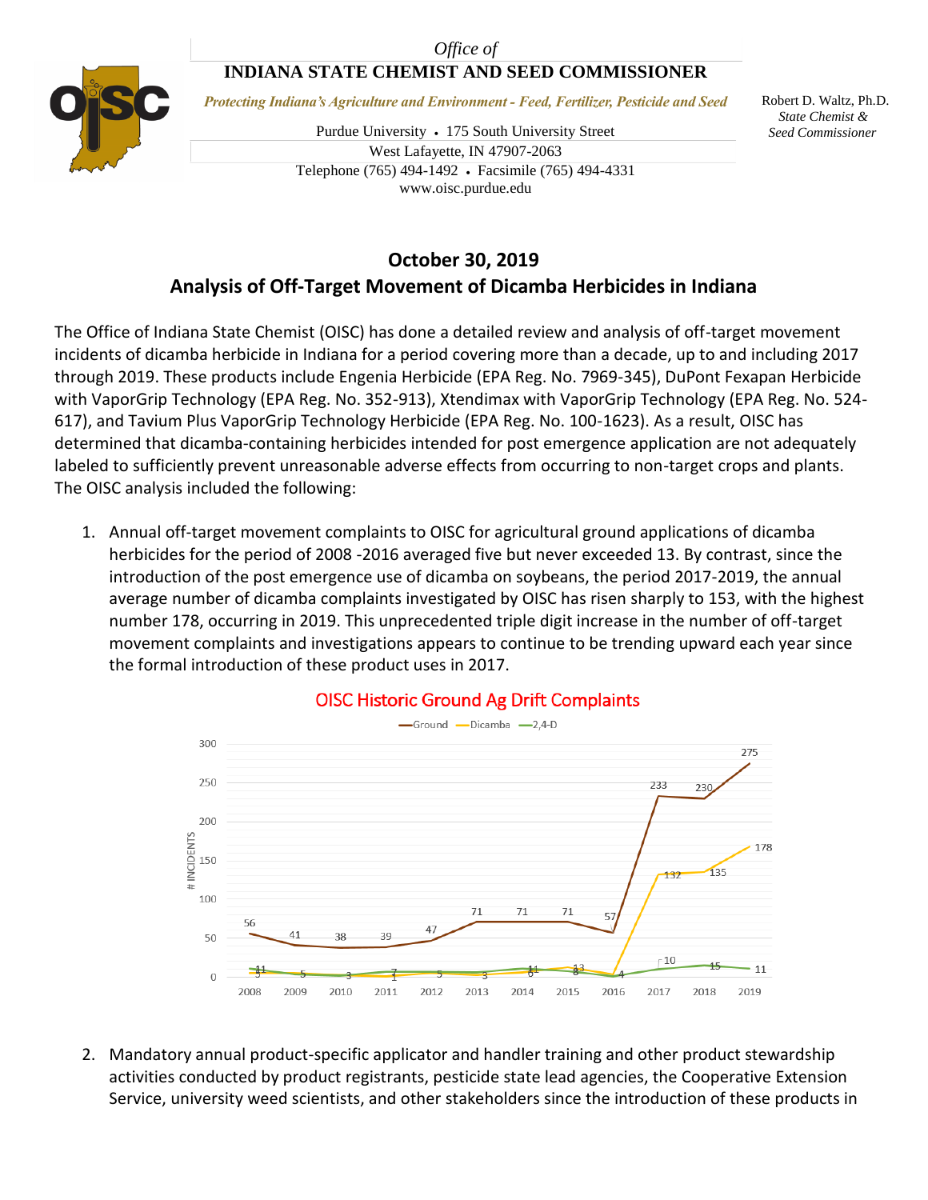*Office of*

**INDIANA STATE CHEMIST AND SEED COMMISSIONER**

*Protecting Indiana's Agriculture and Environment - Feed, Fertilizer, Pesticide and Seed*

Purdue University • 175 South University Street
West Lafayette, IN 47907-2063
Telephone (765) 494-1492 • Facsimile (765) 494-4331
www.oisc.purdue.edu

Robert D. Waltz, Ph.D.
*State Chemist &*
*Seed Commissioner*

## October 30, 2019

## Analysis of Off-Target Movement of Dicamba Herbicides in Indiana

The Office of Indiana State Chemist (OISC) has done a detailed review and analysis of off-target movement incidents of dicamba herbicide in Indiana for a period covering more than a decade, up to and including 2017 through 2019. These products include Engenia Herbicide (EPA Reg. No. 7969-345), DuPont Fexapan Herbicide with VaporGrip Technology (EPA Reg. No. 352-913), Xtendimax with VaporGrip Technology (EPA Reg. No. 524-617), and Tavium Plus VaporGrip Technology Herbicide (EPA Reg. No. 100-1623). As a result, OISC has determined that dicamba-containing herbicides intended for post emergence application are not adequately labeled to sufficiently prevent unreasonable adverse effects from occurring to non-target crops and plants. The OISC analysis included the following:

1. Annual off-target movement complaints to OISC for agricultural ground applications of dicamba herbicides for the period of 2008 -2016 averaged five but never exceeded 13. By contrast, since the introduction of the post emergence use of dicamba on soybeans, the period 2017-2019, the annual average number of dicamba complaints investigated by OISC has risen sharply to 153, with the highest number 178, occurring in 2019. This unprecedented triple digit increase in the number of off-target movement complaints and investigations appears to continue to be trending upward each year since the formal introduction of these product uses in 2017.

**OISC Historic Ground Ag Drift Complaints**

| Year | Ground | Dicamba | 2,4-D |
|---|---|---|---|
| 2008 | 56 | 5 | 11 |
| 2009 | 41 | 5 | 5 |
| 2010 | 38 | 3 | 3 |
| 2011 | 39 | 1 | 7 |
| 2012 | 47 | 5 | 5 |
| 2013 | 71 | 3 | 3 |
| 2014 | 71 | 6 | 11 |
| 2015 | 71 | 13 | 8 |
| 2016 | 57 | 4 | 4 |
| 2017 | 233 | 132 | 10 |
| 2018 | 230 | 135 | 15 |
| 2019 | 275 | 178 | 11 |

2. Mandatory annual product-specific applicator and handler training and other product stewardship activities conducted by product registrants, pesticide state lead agencies, the Cooperative Extension Service, university weed scientists, and other stakeholders since the introduction of these products in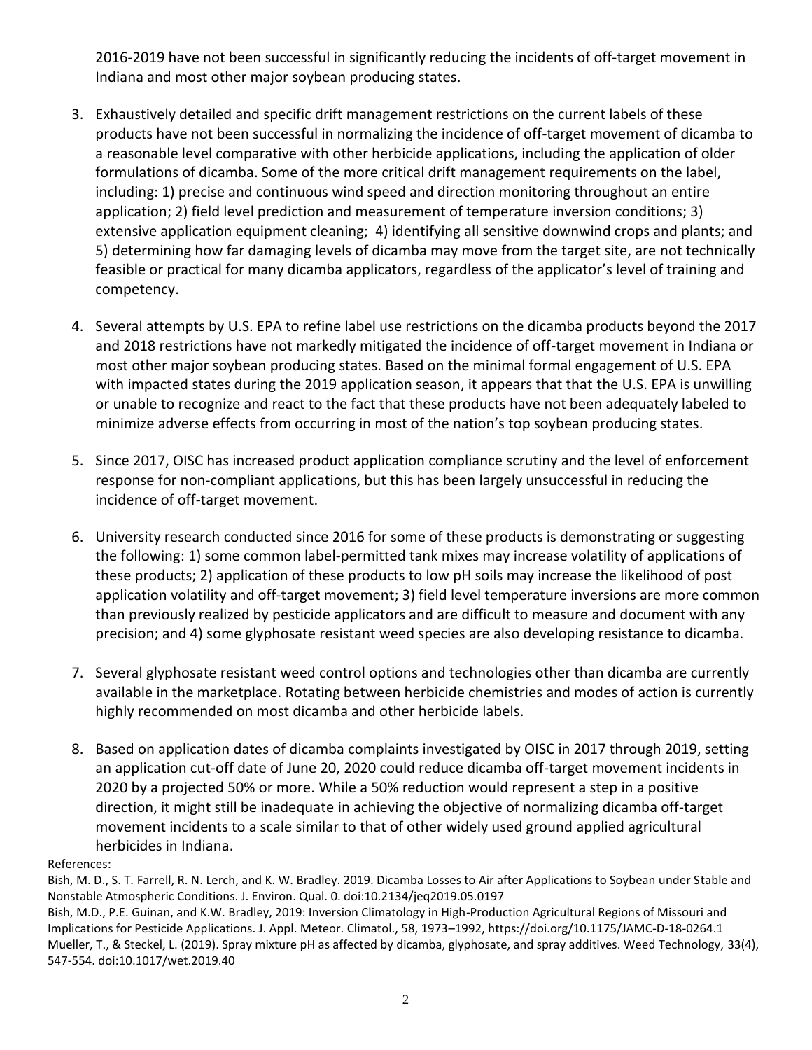2016-2019 have not been successful in significantly reducing the incidents of off-target movement in Indiana and most other major soybean producing states.

3. Exhaustively detailed and specific drift management restrictions on the current labels of these products have not been successful in normalizing the incidence of off-target movement of dicamba to a reasonable level comparative with other herbicide applications, including the application of older formulations of dicamba. Some of the more critical drift management requirements on the label, including: 1) precise and continuous wind speed and direction monitoring throughout an entire application; 2) field level prediction and measurement of temperature inversion conditions; 3) extensive application equipment cleaning; 4) identifying all sensitive downwind crops and plants; and 5) determining how far damaging levels of dicamba may move from the target site, are not technically feasible or practical for many dicamba applicators, regardless of the applicator's level of training and competency.

4. Several attempts by U.S. EPA to refine label use restrictions on the dicamba products beyond the 2017 and 2018 restrictions have not markedly mitigated the incidence of off-target movement in Indiana or most other major soybean producing states. Based on the minimal formal engagement of U.S. EPA with impacted states during the 2019 application season, it appears that that the U.S. EPA is unwilling or unable to recognize and react to the fact that these products have not been adequately labeled to minimize adverse effects from occurring in most of the nation's top soybean producing states.

5. Since 2017, OISC has increased product application compliance scrutiny and the level of enforcement response for non-compliant applications, but this has been largely unsuccessful in reducing the incidence of off-target movement.

6. University research conducted since 2016 for some of these products is demonstrating or suggesting the following: 1) some common label-permitted tank mixes may increase volatility of applications of these products; 2) application of these products to low pH soils may increase the likelihood of post application volatility and off-target movement; 3) field level temperature inversions are more common than previously realized by pesticide applicators and are difficult to measure and document with any precision; and 4) some glyphosate resistant weed species are also developing resistance to dicamba.

7. Several glyphosate resistant weed control options and technologies other than dicamba are currently available in the marketplace. Rotating between herbicide chemistries and modes of action is currently highly recommended on most dicamba and other herbicide labels.

8. Based on application dates of dicamba complaints investigated by OISC in 2017 through 2019, setting an application cut-off date of June 20, 2020 could reduce dicamba off-target movement incidents in 2020 by a projected 50% or more. While a 50% reduction would represent a step in a positive direction, it might still be inadequate in achieving the objective of normalizing dicamba off-target movement incidents to a scale similar to that of other widely used ground applied agricultural herbicides in Indiana.

References:

Bish, M. D., S. T. Farrell, R. N. Lerch, and K. W. Bradley. 2019. Dicamba Losses to Air after Applications to Soybean under Stable and Nonstable Atmospheric Conditions. J. Environ. Qual. 0. doi:10.2134/jeq2019.05.0197

Bish, M.D., P.E. Guinan, and K.W. Bradley, 2019: Inversion Climatology in High-Production Agricultural Regions of Missouri and Implications for Pesticide Applications. J. Appl. Meteor. Climatol., 58, 1973–1992, https://doi.org/10.1175/JAMC-D-18-0264.1

Mueller, T., & Steckel, L. (2019). Spray mixture pH as affected by dicamba, glyphosate, and spray additives. Weed Technology, 33(4), 547-554. doi:10.1017/wet.2019.40